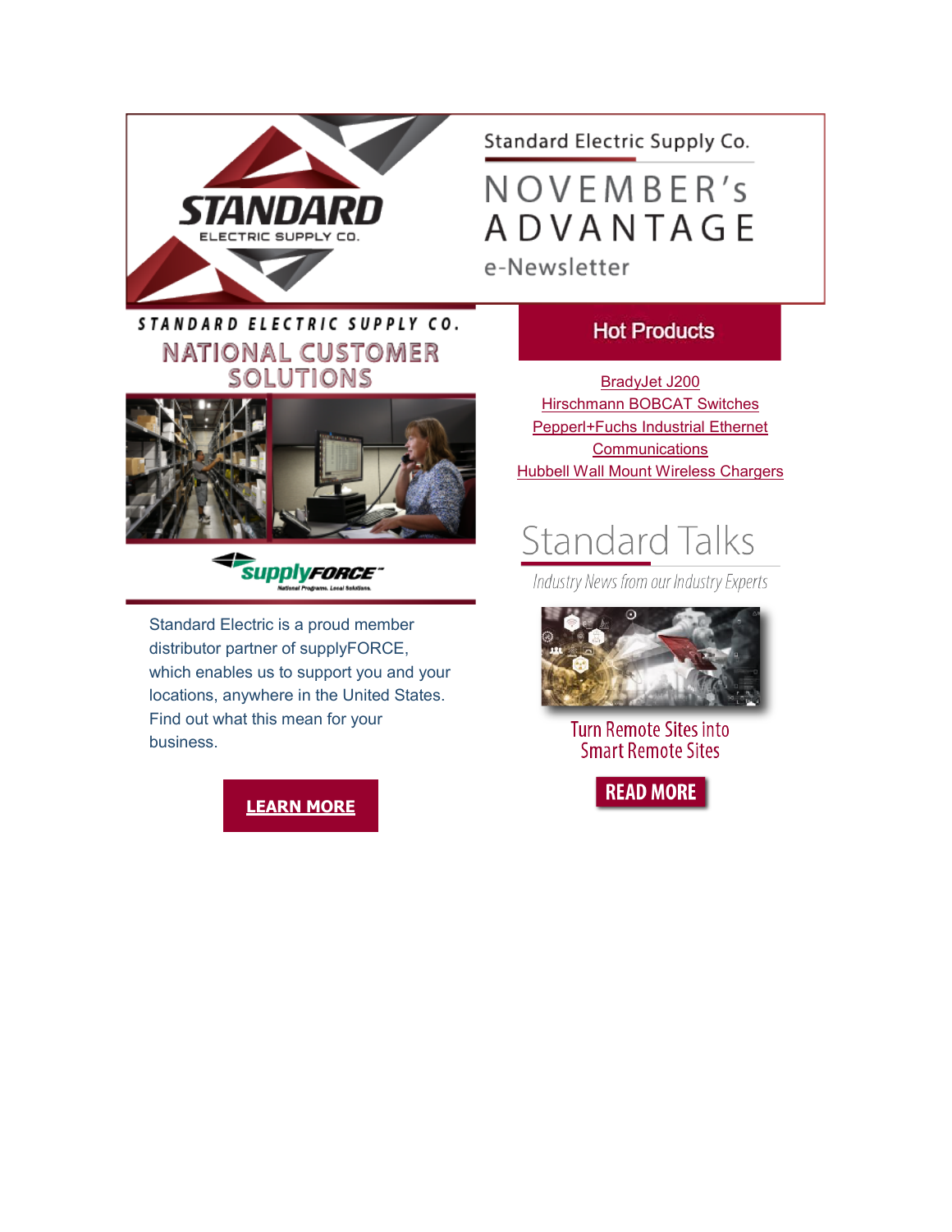STANDARD ELECTRIC SUPPLY CO.

Standard Electric Supply Co.

# NOVEMBER's ADVANTAGE

e-Newsletter

## STANDARD ELECTRIC SUPPLY CO. NATIONAL CUSTOMER SOLUTIONS

supplyFORCE

National Programs. Local Solutions.

Standard Electric is a proud member distributor partner of supplyFORCE, which enables us to support you and your locations, anywhere in the United States. Find out what this mean for your business.

**LEARN MORE**

## Hot Products

BradyJet J200
Hirschmann BOBCAT Switches
Pepperl+Fuchs Industrial Ethernet Communications
Hubbell Wall Mount Wireless Chargers

## Standard Talks

*Industry News from our Industry Experts*

Turn Remote Sites into Smart Remote Sites

**READ MORE**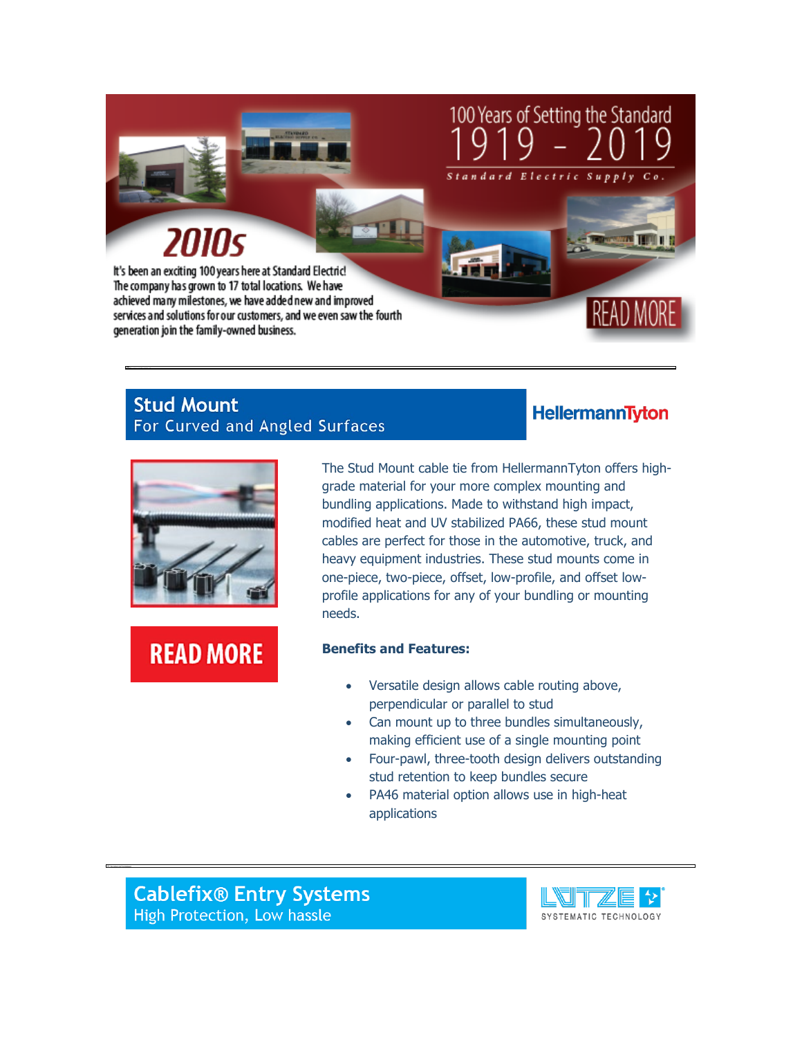100 Years of Setting the Standard

1919 - 2019

Standard Electric Supply Co.

## 2010s

It's been an exciting 100 years here at Standard Electric! The company has grown to 17 total locations. We have achieved many milestones, we have added new and improved services and solutions for our customers, and we even saw the fourth generation join the family-owned business.

READ MORE

---

## Stud Mount
For Curved and Angled Surfaces

HellermannTyton

The Stud Mount cable tie from HellermannTyton offers high-grade material for your more complex mounting and bundling applications. Made to withstand high impact, modified heat and UV stabilized PA66, these stud mount cables are perfect for those in the automotive, truck, and heavy equipment industries. These stud mounts come in one-piece, two-piece, offset, low-profile, and offset low-profile applications for any of your bundling or mounting needs.

READ MORE

**Benefits and Features:**

- Versatile design allows cable routing above, perpendicular or parallel to stud
- Can mount up to three bundles simultaneously, making efficient use of a single mounting point
- Four-pawl, three-tooth design delivers outstanding stud retention to keep bundles secure
- PA46 material option allows use in high-heat applications

---

## Cablefix® Entry Systems
High Protection, Low hassle

LUTZE SYSTEMATIC TECHNOLOGY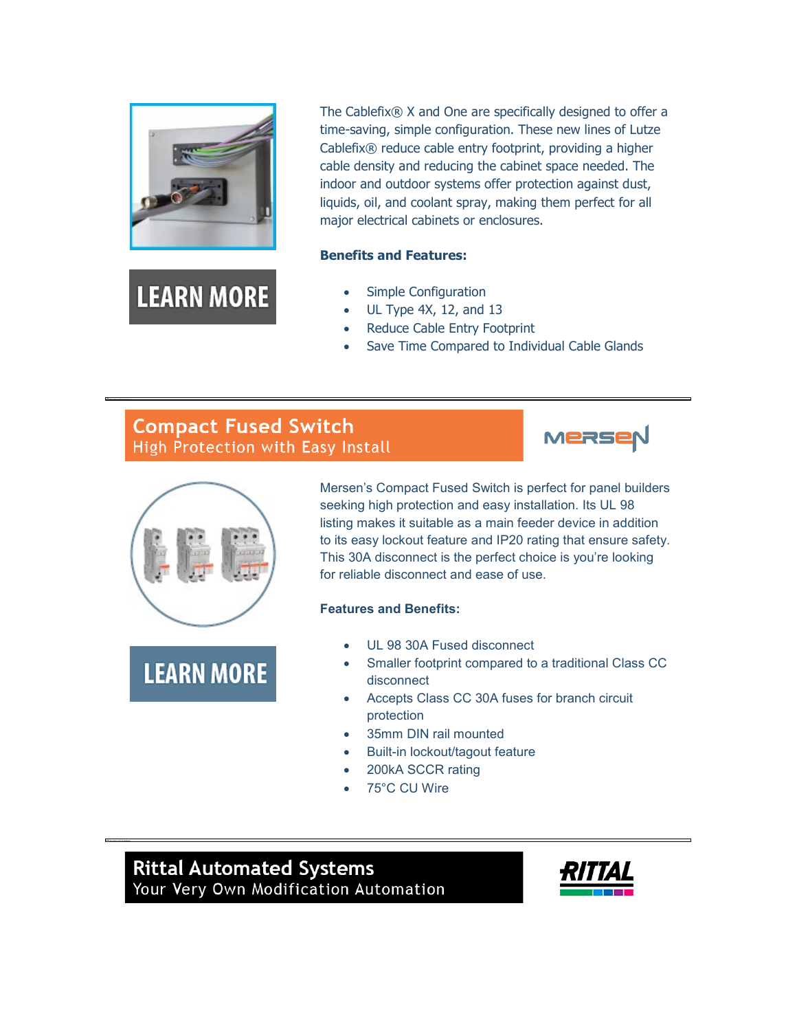The Cablefix® X and One are specifically designed to offer a time-saving, simple configuration. These new lines of Lutze Cablefix® reduce cable entry footprint, providing a higher cable density and reducing the cabinet space needed. The indoor and outdoor systems offer protection against dust, liquids, oil, and coolant spray, making them perfect for all major electrical cabinets or enclosures.

LEARN MORE

**Benefits and Features:**

- Simple Configuration
- UL Type 4X, 12, and 13
- Reduce Cable Entry Footprint
- Save Time Compared to Individual Cable Glands

---

## Compact Fused Switch

### High Protection with Easy Install

MERSEN

Mersen's Compact Fused Switch is perfect for panel builders seeking high protection and easy installation. Its UL 98 listing makes it suitable as a main feeder device in addition to its easy lockout feature and IP20 rating that ensure safety. This 30A disconnect is the perfect choice is you're looking for reliable disconnect and ease of use.

LEARN MORE

**Features and Benefits:**

- UL 98 30A Fused disconnect
- Smaller footprint compared to a traditional Class CC disconnect
- Accepts Class CC 30A fuses for branch circuit protection
- 35mm DIN rail mounted
- Built-in lockout/tagout feature
- 200kA SCCR rating
- 75°C CU Wire

---

## Rittal Automated Systems

### Your Very Own Modification Automation

RITTAL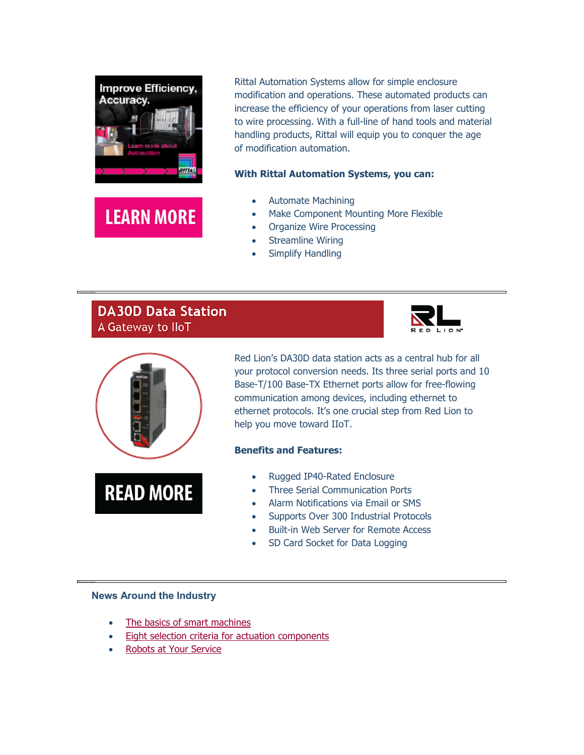Rittal Automation Systems allow for simple enclosure modification and operations. These automated products can increase the efficiency of your operations from laser cutting to wire processing. With a full-line of hand tools and material handling products, Rittal will equip you to conquer the age of modification automation.

**With Rittal Automation Systems, you can:**

- Automate Machining
- Make Component Mounting More Flexible
- Organize Wire Processing
- Streamline Wiring
- Simplify Handling

LEARN MORE

---

## DA30D Data Station
A Gateway to IIoT

Red Lion's DA30D data station acts as a central hub for all your protocol conversion needs. Its three serial ports and 10 Base-T/100 Base-TX Ethernet ports allow for free-flowing communication among devices, including ethernet to ethernet protocols. It's one crucial step from Red Lion to help you move toward IIoT.

**Benefits and Features:**

- Rugged IP40-Rated Enclosure
- Three Serial Communication Ports
- Alarm Notifications via Email or SMS
- Supports Over 300 Industrial Protocols
- Built-in Web Server for Remote Access
- SD Card Socket for Data Logging

READ MORE

---

**News Around the Industry**

- The basics of smart machines
- Eight selection criteria for actuation components
- Robots at Your Service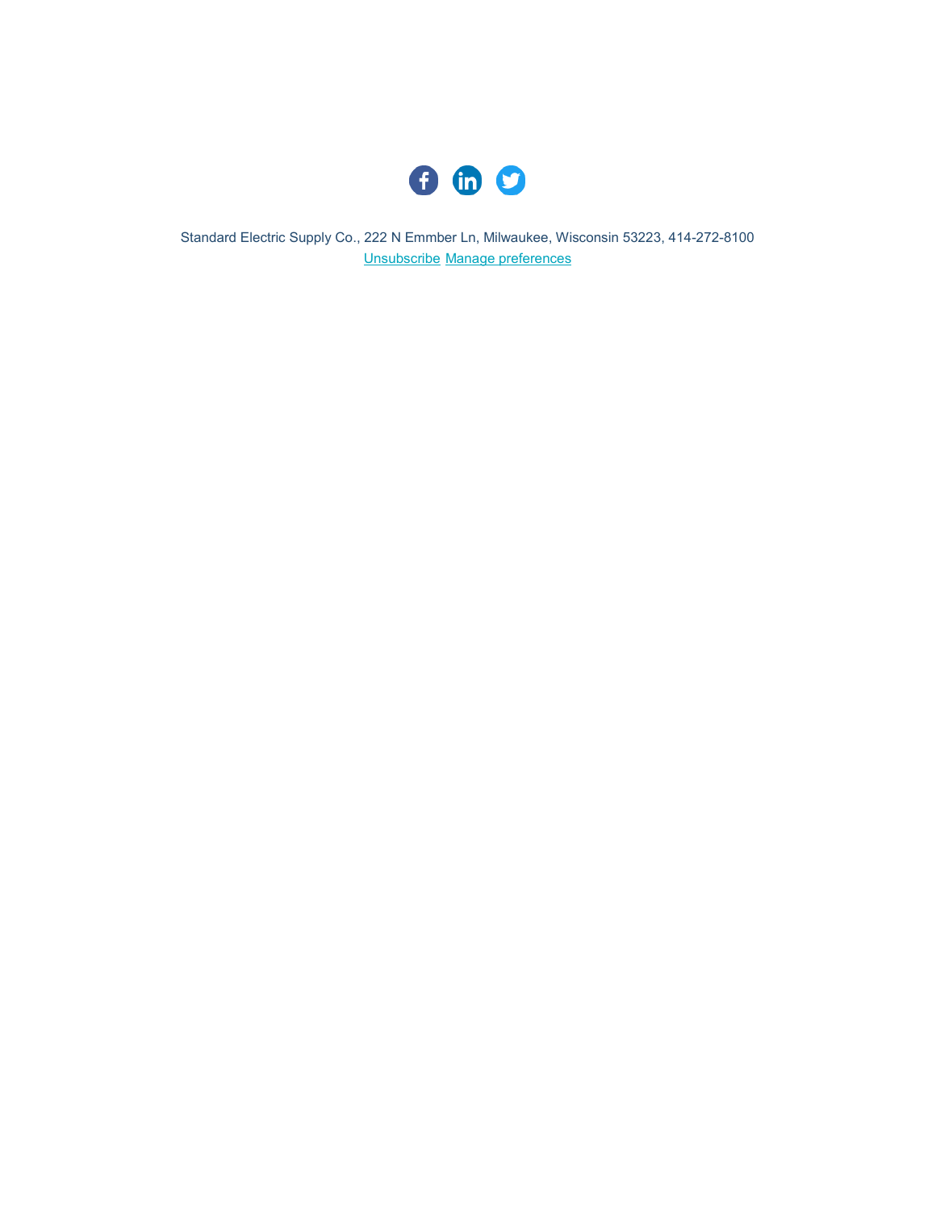Standard Electric Supply Co., 222 N Emmber Ln, Milwaukee, Wisconsin 53223, 414-272-8100

Unsubscribe Manage preferences